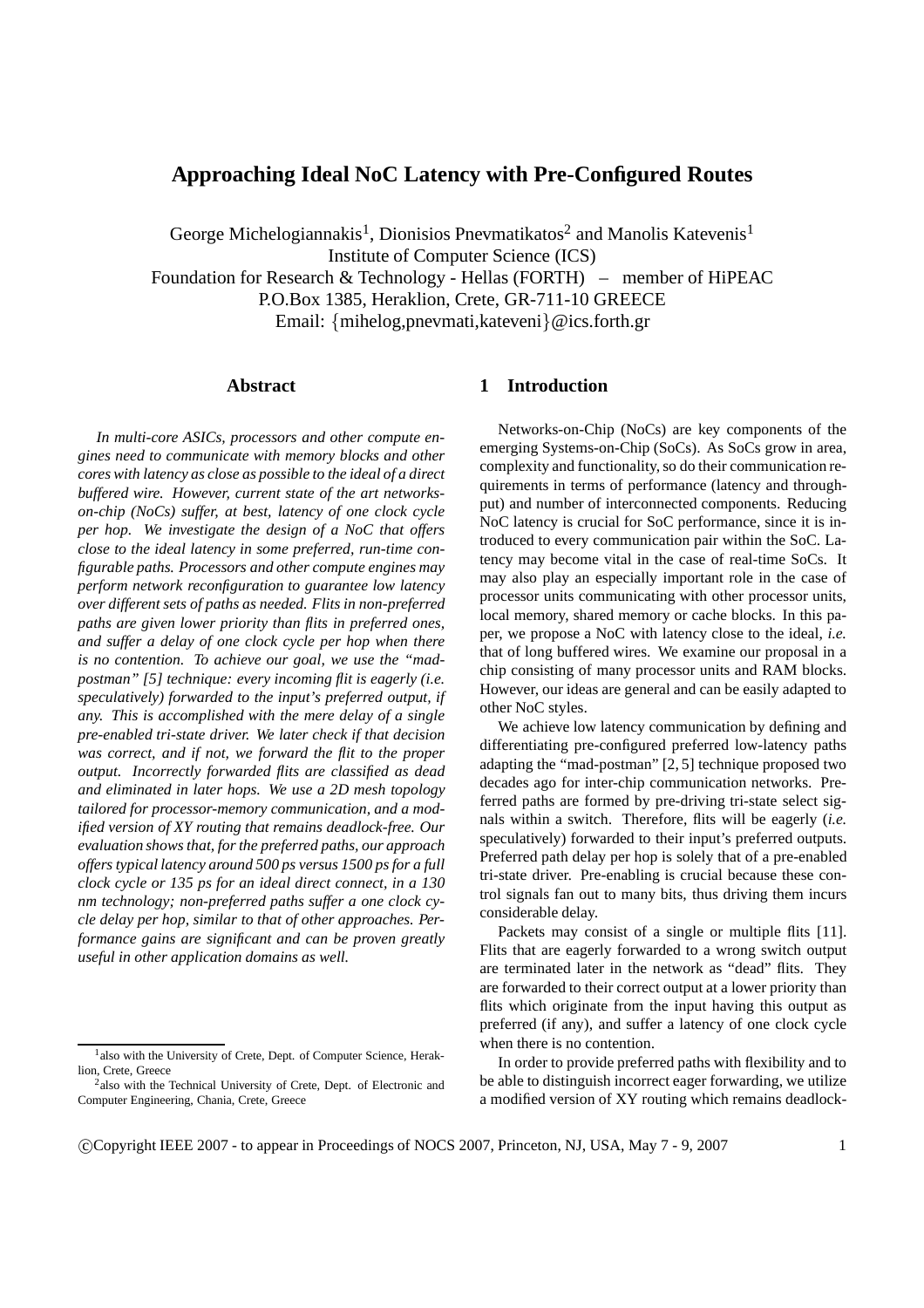# Approaching Ideal NoC Latency with Pre-Configured Routes

George Michelogiannakis[1], Dionisios Pnevmatikatos[2] and Manolis Katevenis[1]
Institute of Computer Science (ICS)
Foundation for Research & Technology - Hellas (FORTH) – member of HiPEAC
P.O.Box 1385, Heraklion, Crete, GR-711-10 GREECE
Email: {mihelog,pnevmati,kateveni}@ics.forth.gr

## Abstract

*In multi-core ASICs, processors and other compute engines need to communicate with memory blocks and other cores with latency as close as possible to the ideal of a direct buffered wire. However, current state of the art networks-on-chip (NoCs) suffer, at best, latency of one clock cycle per hop. We investigate the design of a NoC that offers close to the ideal latency in some preferred, run-time configurable paths. Processors and other compute engines may perform network reconfiguration to guarantee low latency over different sets of paths as needed. Flits in non-preferred paths are given lower priority than flits in preferred ones, and suffer a delay of one clock cycle per hop when there is no contention. To achieve our goal, we use the "mad-postman" [5] technique: every incoming flit is eagerly (i.e. speculatively) forwarded to the input's preferred output, if any. This is accomplished with the mere delay of a single pre-enabled tri-state driver. We later check if that decision was correct, and if not, we forward the flit to the proper output. Incorrectly forwarded flits are classified as dead and eliminated in later hops. We use a 2D mesh topology tailored for processor-memory communication, and a modified version of XY routing that remains deadlock-free. Our evaluation shows that, for the preferred paths, our approach offers typical latency around 500 ps versus 1500 ps for a full clock cycle or 135 ps for an ideal direct connect, in a 130 nm technology; non-preferred paths suffer a one clock cycle delay per hop, similar to that of other approaches. Performance gains are significant and can be proven greatly useful in other application domains as well.*

## 1 Introduction

Networks-on-Chip (NoCs) are key components of the emerging Systems-on-Chip (SoCs). As SoCs grow in area, complexity and functionality, so do their communication requirements in terms of performance (latency and throughput) and number of interconnected components. Reducing NoC latency is crucial for SoC performance, since it is introduced to every communication pair within the SoC. Latency may become vital in the case of real-time SoCs. It may also play an especially important role in the case of processor units communicating with other processor units, local memory, shared memory or cache blocks. In this paper, we propose a NoC with latency close to the ideal, *i.e.* that of long buffered wires. We examine our proposal in a chip consisting of many processor units and RAM blocks. However, our ideas are general and can be easily adapted to other NoC styles.

We achieve low latency communication by defining and differentiating pre-configured preferred low-latency paths adapting the "mad-postman" [2, 5] technique proposed two decades ago for inter-chip communication networks. Preferred paths are formed by pre-driving tri-state select signals within a switch. Therefore, flits will be eagerly (*i.e.* speculatively) forwarded to their input's preferred outputs. Preferred path delay per hop is solely that of a pre-enabled tri-state driver. Pre-enabling is crucial because these control signals fan out to many bits, thus driving them incurs considerable delay.

Packets may consist of a single or multiple flits [11]. Flits that are eagerly forwarded to a wrong switch output are terminated later in the network as "dead" flits. They are forwarded to their correct output at a lower priority than flits which originate from the input having this output as preferred (if any), and suffer a latency of one clock cycle when there is no contention.

In order to provide preferred paths with flexibility and to be able to distinguish incorrect eager forwarding, we utilize a modified version of XY routing which remains deadlock-

[1] also with the University of Crete, Dept. of Computer Science, Heraklion, Crete, Greece

[2] also with the Technical University of Crete, Dept. of Electronic and Computer Engineering, Chania, Crete, Greece

©Copyright IEEE 2007 - to appear in Proceedings of NOCS 2007, Princeton, NJ, USA, May 7 - 9, 2007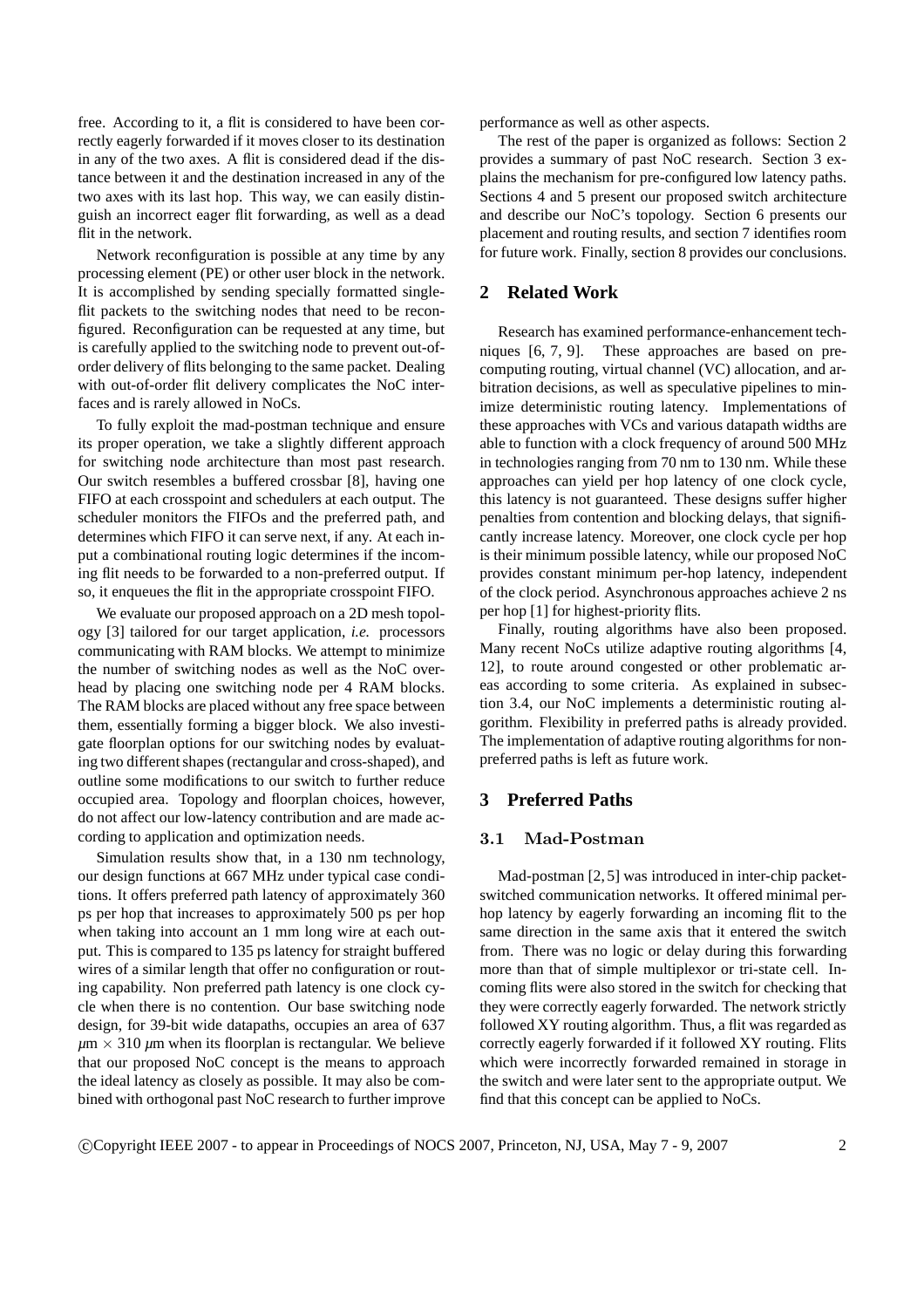free. According to it, a flit is considered to have been correctly eagerly forwarded if it moves closer to its destination in any of the two axes. A flit is considered dead if the distance between it and the destination increased in any of the two axes with its last hop. This way, we can easily distinguish an incorrect eager flit forwarding, as well as a dead flit in the network.

Network reconfiguration is possible at any time by any processing element (PE) or other user block in the network. It is accomplished by sending specially formatted single-flit packets to the switching nodes that need to be reconfigured. Reconfiguration can be requested at any time, but is carefully applied to the switching node to prevent out-of-order delivery of flits belonging to the same packet. Dealing with out-of-order flit delivery complicates the NoC interfaces and is rarely allowed in NoCs.

To fully exploit the mad-postman technique and ensure its proper operation, we take a slightly different approach for switching node architecture than most past research. Our switch resembles a buffered crossbar [8], having one FIFO at each crosspoint and schedulers at each output. The scheduler monitors the FIFOs and the preferred path, and determines which FIFO it can serve next, if any. At each input a combinational routing logic determines if the incoming flit needs to be forwarded to a non-preferred output. If so, it enqueues the flit in the appropriate crosspoint FIFO.

We evaluate our proposed approach on a 2D mesh topology [3] tailored for our target application, *i.e.* processors communicating with RAM blocks. We attempt to minimize the number of switching nodes as well as the NoC overhead by placing one switching node per 4 RAM blocks. The RAM blocks are placed without any free space between them, essentially forming a bigger block. We also investigate floorplan options for our switching nodes by evaluating two different shapes (rectangular and cross-shaped), and outline some modifications to our switch to further reduce occupied area. Topology and floorplan choices, however, do not affect our low-latency contribution and are made according to application and optimization needs.

Simulation results show that, in a 130 nm technology, our design functions at 667 MHz under typical case conditions. It offers preferred path latency of approximately 360 ps per hop that increases to approximately 500 ps per hop when taking into account an 1 mm long wire at each output. This is compared to 135 ps latency for straight buffered wires of a similar length that offer no configuration or routing capability. Non preferred path latency is one clock cycle when there is no contention. Our base switching node design, for 39-bit wide datapaths, occupies an area of 637 $\mu$m $\times$ 310 $\mu$m when its floorplan is rectangular. We believe that our proposed NoC concept is the means to approach the ideal latency as closely as possible. It may also be combined with orthogonal past NoC research to further improve performance as well as other aspects.

The rest of the paper is organized as follows: Section 2 provides a summary of past NoC research. Section 3 explains the mechanism for pre-configured low latency paths. Sections 4 and 5 present our proposed switch architecture and describe our NoC's topology. Section 6 presents our placement and routing results, and section 7 identifies room for future work. Finally, section 8 provides our conclusions.

## 2 Related Work

Research has examined performance-enhancement techniques [6, 7, 9]. These approaches are based on pre-computing routing, virtual channel (VC) allocation, and arbitration decisions, as well as speculative pipelines to minimize deterministic routing latency. Implementations of these approaches with VCs and various datapath widths are able to function with a clock frequency of around 500 MHz in technologies ranging from 70 nm to 130 nm. While these approaches can yield per hop latency of one clock cycle, this latency is not guaranteed. These designs suffer higher penalties from contention and blocking delays, that significantly increase latency. Moreover, one clock cycle per hop is their minimum possible latency, while our proposed NoC provides constant minimum per-hop latency, independent of the clock period. Asynchronous approaches achieve 2 ns per hop [1] for highest-priority flits.

Finally, routing algorithms have also been proposed. Many recent NoCs utilize adaptive routing algorithms [4, 12], to route around congested or other problematic areas according to some criteria. As explained in subsection 3.4, our NoC implements a deterministic routing algorithm. Flexibility in preferred paths is already provided. The implementation of adaptive routing algorithms for non-preferred paths is left as future work.

## 3 Preferred Paths

### 3.1 Mad-Postman

Mad-postman [2, 5] was introduced in inter-chip packet-switched communication networks. It offered minimal per-hop latency by eagerly forwarding an incoming flit to the same direction in the same axis that it entered the switch from. There was no logic or delay during this forwarding more than that of simple multiplexor or tri-state cell. Incoming flits were also stored in the switch for checking that they were correctly eagerly forwarded. The network strictly followed XY routing algorithm. Thus, a flit was regarded as correctly eagerly forwarded if it followed XY routing. Flits which were incorrectly forwarded remained in storage in the switch and were later sent to the appropriate output. We find that this concept can be applied to NoCs.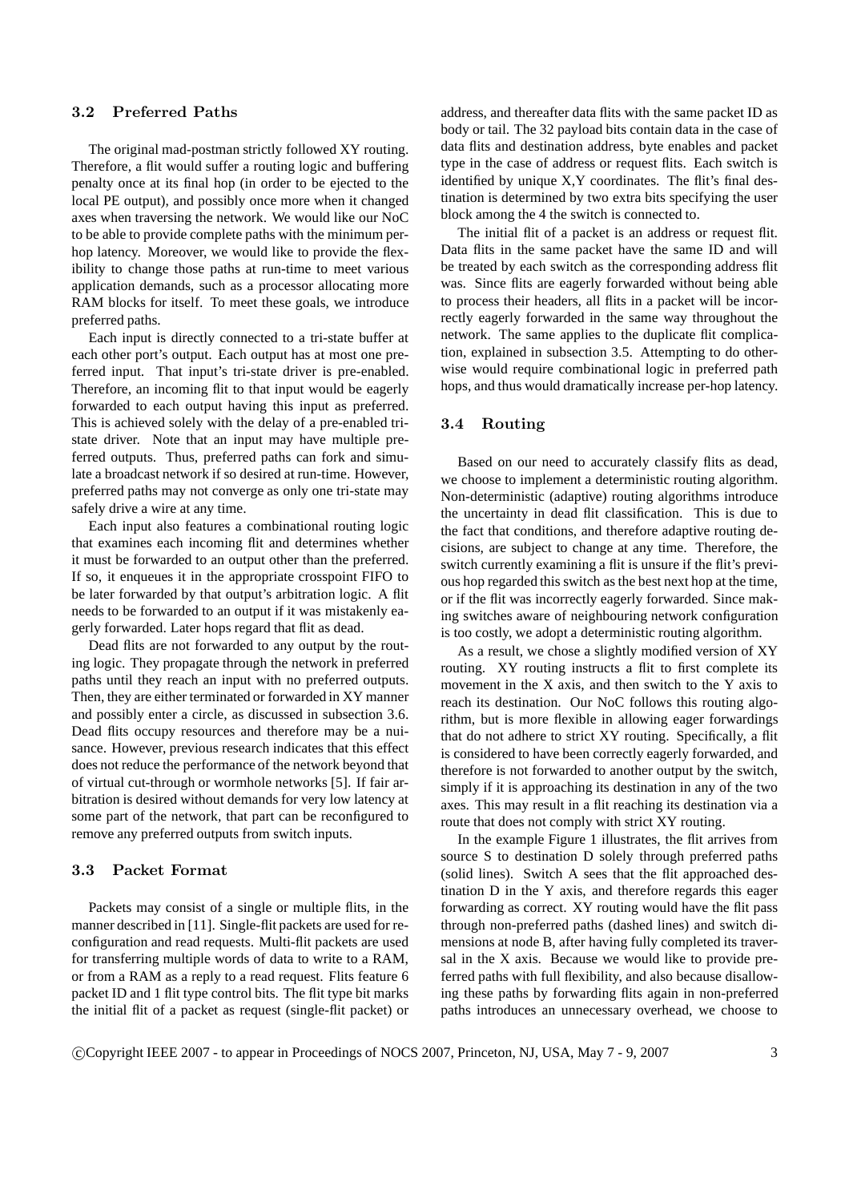### 3.2 Preferred Paths

The original mad-postman strictly followed XY routing. Therefore, a flit would suffer a routing logic and buffering penalty once at its final hop (in order to be ejected to the local PE output), and possibly once more when it changed axes when traversing the network. We would like our NoC to be able to provide complete paths with the minimum per-hop latency. Moreover, we would like to provide the flexibility to change those paths at run-time to meet various application demands, such as a processor allocating more RAM blocks for itself. To meet these goals, we introduce preferred paths.

Each input is directly connected to a tri-state buffer at each other port's output. Each output has at most one preferred input. That input's tri-state driver is pre-enabled. Therefore, an incoming flit to that input would be eagerly forwarded to each output having this input as preferred. This is achieved solely with the delay of a pre-enabled tri-state driver. Note that an input may have multiple preferred outputs. Thus, preferred paths can fork and simulate a broadcast network if so desired at run-time. However, preferred paths may not converge as only one tri-state may safely drive a wire at any time.

Each input also features a combinational routing logic that examines each incoming flit and determines whether it must be forwarded to an output other than the preferred. If so, it enqueues it in the appropriate crosspoint FIFO to be later forwarded by that output's arbitration logic. A flit needs to be forwarded to an output if it was mistakenly eagerly forwarded. Later hops regard that flit as dead.

Dead flits are not forwarded to any output by the routing logic. They propagate through the network in preferred paths until they reach an input with no preferred outputs. Then, they are either terminated or forwarded in XY manner and possibly enter a circle, as discussed in subsection 3.6. Dead flits occupy resources and therefore may be a nuisance. However, previous research indicates that this effect does not reduce the performance of the network beyond that of virtual cut-through or wormhole networks [5]. If fair arbitration is desired without demands for very low latency at some part of the network, that part can be reconfigured to remove any preferred outputs from switch inputs.

### 3.3 Packet Format

Packets may consist of a single or multiple flits, in the manner described in [11]. Single-flit packets are used for reconfiguration and read requests. Multi-flit packets are used for transferring multiple words of data to write to a RAM, or from a RAM as a reply to a read request. Flits feature 6 packet ID and 1 flit type control bits. The flit type bit marks the initial flit of a packet as request (single-flit packet) or address, and thereafter data flits with the same packet ID as body or tail. The 32 payload bits contain data in the case of data flits and destination address, byte enables and packet type in the case of address or request flits. Each switch is identified by unique X,Y coordinates. The flit's final destination is determined by two extra bits specifying the user block among the 4 the switch is connected to.

The initial flit of a packet is an address or request flit. Data flits in the same packet have the same ID and will be treated by each switch as the corresponding address flit was. Since flits are eagerly forwarded without being able to process their headers, all flits in a packet will be incorrectly eagerly forwarded in the same way throughout the network. The same applies to the duplicate flit complication, explained in subsection 3.5. Attempting to do otherwise would require combinational logic in preferred path hops, and thus would dramatically increase per-hop latency.

### 3.4 Routing

Based on our need to accurately classify flits as dead, we choose to implement a deterministic routing algorithm. Non-deterministic (adaptive) routing algorithms introduce the uncertainty in dead flit classification. This is due to the fact that conditions, and therefore adaptive routing decisions, are subject to change at any time. Therefore, the switch currently examining a flit is unsure if the flit's previous hop regarded this switch as the best next hop at the time, or if the flit was incorrectly eagerly forwarded. Since making switches aware of neighbouring network configuration is too costly, we adopt a deterministic routing algorithm.

As a result, we chose a slightly modified version of XY routing. XY routing instructs a flit to first complete its movement in the X axis, and then switch to the Y axis to reach its destination. Our NoC follows this routing algorithm, but is more flexible in allowing eager forwardings that do not adhere to strict XY routing. Specifically, a flit is considered to have been correctly eagerly forwarded, and therefore is not forwarded to another output by the switch, simply if it is approaching its destination in any of the two axes. This may result in a flit reaching its destination via a route that does not comply with strict XY routing.

In the example Figure 1 illustrates, the flit arrives from source S to destination D solely through preferred paths (solid lines). Switch A sees that the flit approached destination D in the Y axis, and therefore regards this eager forwarding as correct. XY routing would have the flit pass through non-preferred paths (dashed lines) and switch dimensions at node B, after having fully completed its traversal in the X axis. Because we would like to provide preferred paths with full flexibility, and also because disallowing these paths by forwarding flits again in non-preferred paths introduces an unnecessary overhead, we choose to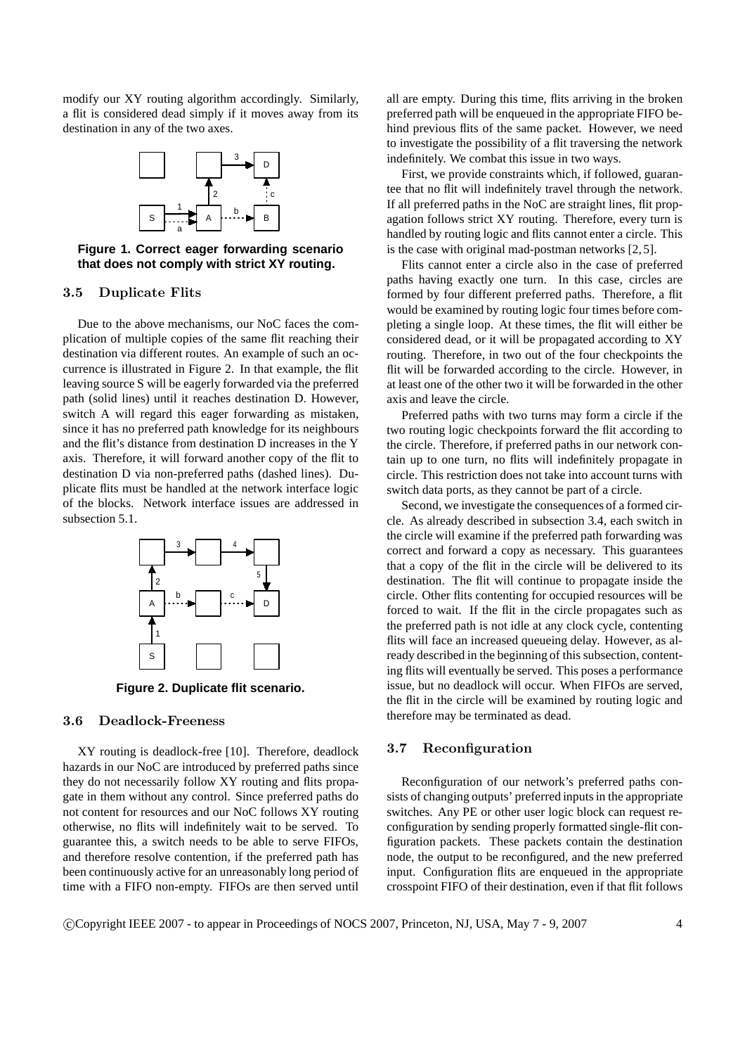modify our XY routing algorithm accordingly. Similarly, a flit is considered dead simply if it moves away from its destination in any of the two axes.

3
D
2
c
1
b
S
A
B
a

**Figure 1. Correct eager forwarding scenario that does not comply with strict XY routing.**

### 3.5 Duplicate Flits

Due to the above mechanisms, our NoC faces the complication of multiple copies of the same flit reaching their destination via different routes. An example of such an occurrence is illustrated in Figure 2. In that example, the flit leaving source S will be eagerly forwarded via the preferred path (solid lines) until it reaches destination D. However, switch A will regard this eager forwarding as mistaken, since it has no preferred path knowledge for its neighbours and the flit's distance from destination D increases in the Y axis. Therefore, it will forward another copy of the flit to destination D via non-preferred paths (dashed lines). Duplicate flits must be handled at the network interface logic of the blocks. Network interface issues are addressed in subsection 5.1.

3
4
2
5
b
c
A
D
1
S

**Figure 2. Duplicate flit scenario.**

### 3.6 Deadlock-Freeness

XY routing is deadlock-free [10]. Therefore, deadlock hazards in our NoC are introduced by preferred paths since they do not necessarily follow XY routing and flits propagate in them without any control. Since preferred paths do not contend for resources and our NoC follows XY routing otherwise, no flits will indefinitely wait to be served. To guarantee this, a switch needs to be able to serve FIFOs, and therefore resolve contention, if the preferred path has been continuously active for an unreasonably long period of time with a FIFO non-empty. FIFOs are then served until all are empty. During this time, flits arriving in the broken preferred path will be enqueued in the appropriate FIFO behind previous flits of the same packet. However, we need to investigate the possibility of a flit traversing the network indefinitely. We combat this issue in two ways.

First, we provide constraints which, if followed, guarantee that no flit will indefinitely travel through the network. If all preferred paths in the NoC are straight lines, flit propagation follows strict XY routing. Therefore, every turn is handled by routing logic and flits cannot enter a circle. This is the case with original mad-postman networks [2, 5].

Flits cannot enter a circle also in the case of preferred paths having exactly one turn. In this case, circles are formed by four different preferred paths. Therefore, a flit would be examined by routing logic four times before completing a single loop. At these times, the flit will either be considered dead, or it will be propagated according to XY routing. Therefore, in two out of the four checkpoints the flit will be forwarded according to the circle. However, in at least one of the other two it will be forwarded in the other axis and leave the circle.

Preferred paths with two turns may form a circle if the two routing logic checkpoints forward the flit according to the circle. Therefore, if preferred paths in our network contain up to one turn, no flits will indefinitely propagate in circle. This restriction does not take into account turns with switch data ports, as they cannot be part of a circle.

Second, we investigate the consequences of a formed circle. As already described in subsection 3.4, each switch in the circle will examine if the preferred path forwarding was correct and forward a copy as necessary. This guarantees that a copy of the flit in the circle will be delivered to its destination. The flit will continue to propagate inside the circle. Other flits contenting for occupied resources will be forced to wait. If the flit in the circle propagates such as the preferred path is not idle at any clock cycle, contenting flits will face an increased queueing delay. However, as already described in the beginning of this subsection, contenting flits will eventually be served. This poses a performance issue, but no deadlock will occur. When FIFOs are served, the flit in the circle will be examined by routing logic and therefore may be terminated as dead.

### 3.7 Reconfiguration

Reconfiguration of our network's preferred paths consists of changing outputs' preferred inputs in the appropriate switches. Any PE or other user logic block can request reconfiguration by sending properly formatted single-flit configuration packets. These packets contain the destination node, the output to be reconfigured, and the new preferred input. Configuration flits are enqueued in the appropriate crosspoint FIFO of their destination, even if that flit follows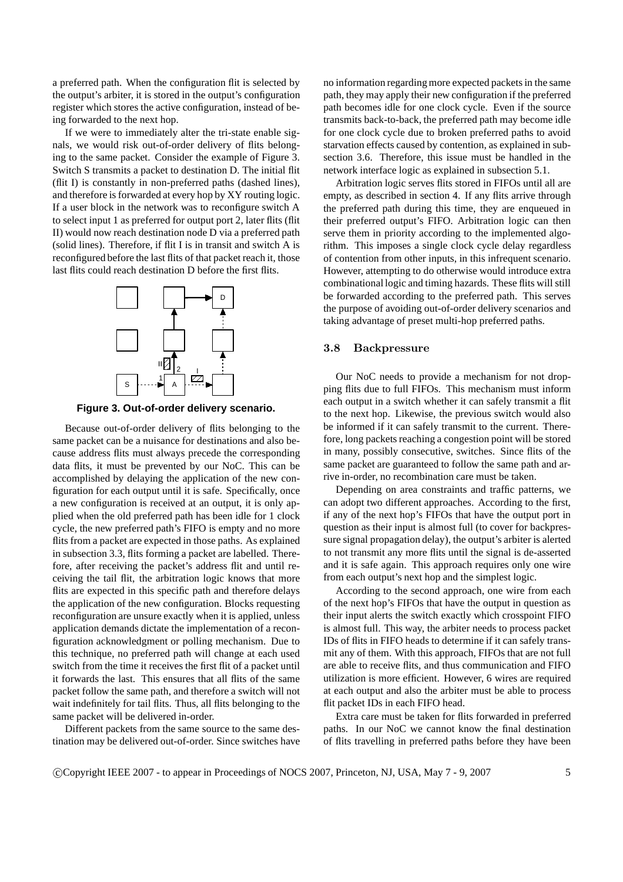a preferred path. When the configuration flit is selected by the output's arbiter, it is stored in the output's configuration register which stores the active configuration, instead of being forwarded to the next hop.

If we were to immediately alter the tri-state enable signals, we would risk out-of-order delivery of flits belonging to the same packet. Consider the example of Figure 3. Switch S transmits a packet to destination D. The initial flit (flit I) is constantly in non-preferred paths (dashed lines), and therefore is forwarded at every hop by XY routing logic. If a user block in the network was to reconfigure switch A to select input 1 as preferred for output port 2, later flits (flit II) would now reach destination node D via a preferred path (solid lines). Therefore, if flit I is in transit and switch A is reconfigured before the last flits of that packet reach it, those last flits could reach destination D before the first flits.

**Figure 3. Out-of-order delivery scenario.**

Because out-of-order delivery of flits belonging to the same packet can be a nuisance for destinations and also because address flits must always precede the corresponding data flits, it must be prevented by our NoC. This can be accomplished by delaying the application of the new configuration for each output until it is safe. Specifically, once a new configuration is received at an output, it is only applied when the old preferred path has been idle for 1 clock cycle, the new preferred path's FIFO is empty and no more flits from a packet are expected in those paths. As explained in subsection 3.3, flits forming a packet are labelled. Therefore, after receiving the packet's address flit and until receiving the tail flit, the arbitration logic knows that more flits are expected in this specific path and therefore delays the application of the new configuration. Blocks requesting reconfiguration are unsure exactly when it is applied, unless application demands dictate the implementation of a reconfiguration acknowledgment or polling mechanism. Due to this technique, no preferred path will change at each used switch from the time it receives the first flit of a packet until it forwards the last. This ensures that all flits of the same packet follow the same path, and therefore a switch will not wait indefinitely for tail flits. Thus, all flits belonging to the same packet will be delivered in-order.

Different packets from the same source to the same destination may be delivered out-of-order. Since switches have no information regarding more expected packets in the same path, they may apply their new configuration if the preferred path becomes idle for one clock cycle. Even if the source transmits back-to-back, the preferred path may become idle for one clock cycle due to broken preferred paths to avoid starvation effects caused by contention, as explained in subsection 3.6. Therefore, this issue must be handled in the network interface logic as explained in subsection 5.1.

Arbitration logic serves flits stored in FIFOs until all are empty, as described in section 4. If any flits arrive through the preferred path during this time, they are enqueued in their preferred output's FIFO. Arbitration logic can then serve them in priority according to the implemented algorithm. This imposes a single clock cycle delay regardless of contention from other inputs, in this infrequent scenario. However, attempting to do otherwise would introduce extra combinational logic and timing hazards. These flits will still be forwarded according to the preferred path. This serves the purpose of avoiding out-of-order delivery scenarios and taking advantage of preset multi-hop preferred paths.

### 3.8 Backpressure

Our NoC needs to provide a mechanism for not dropping flits due to full FIFOs. This mechanism must inform each output in a switch whether it can safely transmit a flit to the next hop. Likewise, the previous switch would also be informed if it can safely transmit to the current. Therefore, long packets reaching a congestion point will be stored in many, possibly consecutive, switches. Since flits of the same packet are guaranteed to follow the same path and arrive in-order, no recombination care must be taken.

Depending on area constraints and traffic patterns, we can adopt two different approaches. According to the first, if any of the next hop's FIFOs that have the output port in question as their input is almost full (to cover for backpressure signal propagation delay), the output's arbiter is alerted to not transmit any more flits until the signal is de-asserted and it is safe again. This approach requires only one wire from each output's next hop and the simplest logic.

According to the second approach, one wire from each of the next hop's FIFOs that have the output in question as their input alerts the switch exactly which crosspoint FIFO is almost full. This way, the arbiter needs to process packet IDs of flits in FIFO heads to determine if it can safely transmit any of them. With this approach, FIFOs that are not full are able to receive flits, and thus communication and FIFO utilization is more efficient. However, 6 wires are required at each output and also the arbiter must be able to process flit packet IDs in each FIFO head.

Extra care must be taken for flits forwarded in preferred paths. In our NoC we cannot know the final destination of flits travelling in preferred paths before they have been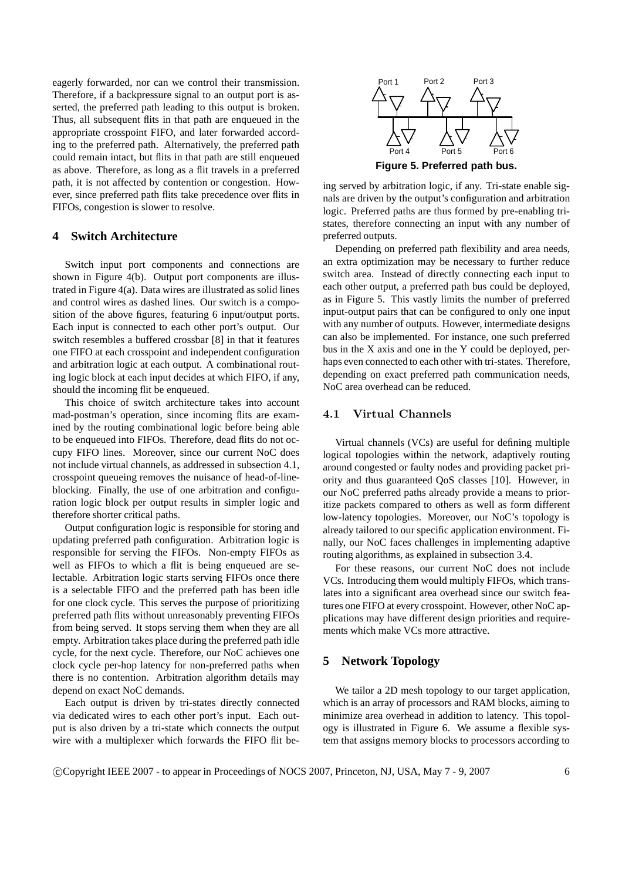eagerly forwarded, nor can we control their transmission. Therefore, if a backpressure signal to an output port is asserted, the preferred path leading to this output is broken. Thus, all subsequent flits in that path are enqueued in the appropriate crosspoint FIFO, and later forwarded according to the preferred path. Alternatively, the preferred path could remain intact, but flits in that path are still enqueued as above. Therefore, as long as a flit travels in a preferred path, it is not affected by contention or congestion. However, since preferred path flits take precedence over flits in FIFOs, congestion is slower to resolve.

## 4 Switch Architecture

Switch input port components and connections are shown in Figure 4(b). Output port components are illustrated in Figure 4(a). Data wires are illustrated as solid lines and control wires as dashed lines. Our switch is a composition of the above figures, featuring 6 input/output ports. Each input is connected to each other port's output. Our switch resembles a buffered crossbar [8] in that it features one FIFO at each crosspoint and independent configuration and arbitration logic at each output. A combinational routing logic block at each input decides at which FIFO, if any, should the incoming flit be enqueued.

This choice of switch architecture takes into account mad-postman's operation, since incoming flits are examined by the routing combinational logic before being able to be enqueued into FIFOs. Therefore, dead flits do not occupy FIFO lines. Moreover, since our current NoC does not include virtual channels, as addressed in subsection 4.1, crosspoint queueing removes the nuisance of head-of-line-blocking. Finally, the use of one arbitration and configuration logic block per output results in simpler logic and therefore shorter critical paths.

Output configuration logic is responsible for storing and updating preferred path configuration. Arbitration logic is responsible for serving the FIFOs. Non-empty FIFOs as well as FIFOs to which a flit is being enqueued are selectable. Arbitration logic starts serving FIFOs once there is a selectable FIFO and the preferred path has been idle for one clock cycle. This serves the purpose of prioritizing preferred path flits without unreasonably preventing FIFOs from being served. It stops serving them when they are all empty. Arbitration takes place during the preferred path idle cycle, for the next cycle. Therefore, our NoC achieves one clock cycle per-hop latency for non-preferred paths when there is no contention. Arbitration algorithm details may depend on exact NoC demands.

Each output is driven by tri-states directly connected via dedicated wires to each other port's input. Each output is also driven by a tri-state which connects the output wire with a multiplexer which forwards the FIFO flit being served by arbitration logic, if any. Tri-state enable signals are driven by the output's configuration and arbitration logic. Preferred paths are thus formed by pre-enabling tri-states, therefore connecting an input with any number of preferred outputs.

Figure 5. Preferred path bus.

Depending on preferred path flexibility and area needs, an extra optimization may be necessary to further reduce switch area. Instead of directly connecting each input to each other output, a preferred path bus could be deployed, as in Figure 5. This vastly limits the number of preferred input-output pairs that can be configured to only one input with any number of outputs. However, intermediate designs can also be implemented. For instance, one such preferred bus in the X axis and one in the Y could be deployed, perhaps even connected to each other with tri-states. Therefore, depending on exact preferred path communication needs, NoC area overhead can be reduced.

### 4.1 Virtual Channels

Virtual channels (VCs) are useful for defining multiple logical topologies within the network, adaptively routing around congested or faulty nodes and providing packet priority and thus guaranteed QoS classes [10]. However, in our NoC preferred paths already provide a means to prioritize packets compared to others as well as form different low-latency topologies. Moreover, our NoC's topology is already tailored to our specific application environment. Finally, our NoC faces challenges in implementing adaptive routing algorithms, as explained in subsection 3.4.

For these reasons, our current NoC does not include VCs. Introducing them would multiply FIFOs, which translates into a significant area overhead since our switch features one FIFO at every crosspoint. However, other NoC applications may have different design priorities and requirements which make VCs more attractive.

## 5 Network Topology

We tailor a 2D mesh topology to our target application, which is an array of processors and RAM blocks, aiming to minimize area overhead in addition to latency. This topology is illustrated in Figure 6. We assume a flexible system that assigns memory blocks to processors according to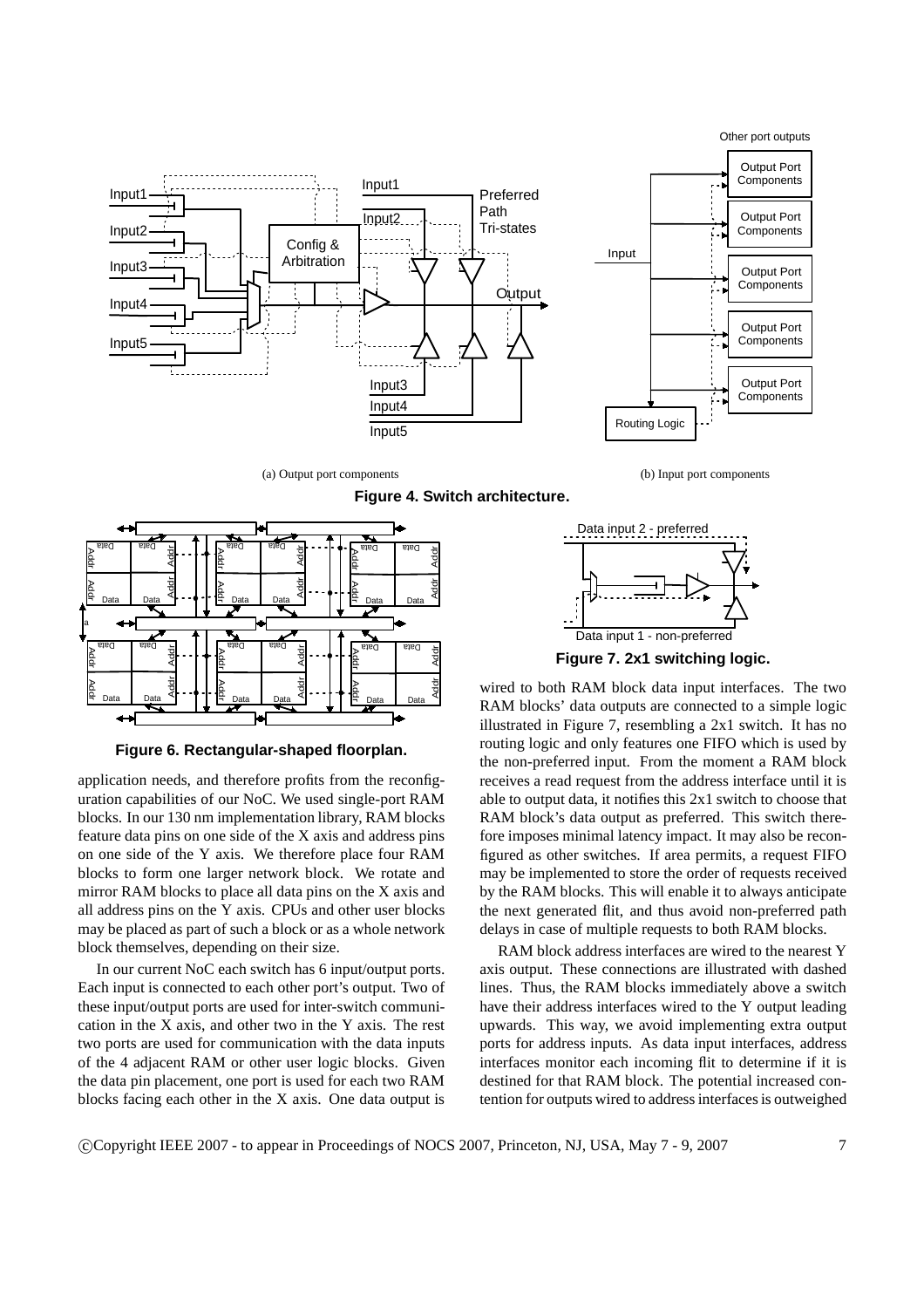(a) Output port components

(b) Input port components

**Figure 4. Switch architecture.**

**Figure 6. Rectangular-shaped floorplan.**

application needs, and therefore profits from the reconfiguration capabilities of our NoC. We used single-port RAM blocks. In our 130 nm implementation library, RAM blocks feature data pins on one side of the X axis and address pins on one side of the Y axis. We therefore place four RAM blocks to form one larger network block. We rotate and mirror RAM blocks to place all data pins on the X axis and all address pins on the Y axis. CPUs and other user blocks may be placed as part of such a block or as a whole network block themselves, depending on their size.

In our current NoC each switch has 6 input/output ports. Each input is connected to each other port's output. Two of these input/output ports are used for inter-switch communication in the X axis, and other two in the Y axis. The rest two ports are used for communication with the data inputs of the 4 adjacent RAM or other user logic blocks. Given the data pin placement, one port is used for each two RAM blocks facing each other in the X axis. One data output is wired to both RAM block data input interfaces. The two RAM blocks' data outputs are connected to a simple logic illustrated in Figure 7, resembling a 2x1 switch. It has no routing logic and only features one FIFO which is used by the non-preferred input. From the moment a RAM block receives a read request from the address interface until it is able to output data, it notifies this 2x1 switch to choose that RAM block's data output as preferred. This switch therefore imposes minimal latency impact. It may also be reconfigured as other switches. If area permits, a request FIFO may be implemented to store the order of requests received by the RAM blocks. This will enable it to always anticipate the next generated flit, and thus avoid non-preferred path delays in case of multiple requests to both RAM blocks.

**Figure 7. 2x1 switching logic.**

RAM block address interfaces are wired to the nearest Y axis output. These connections are illustrated with dashed lines. Thus, the RAM blocks immediately above a switch have their address interfaces wired to the Y output leading upwards. This way, we avoid implementing extra output ports for address inputs. As data input interfaces, address interfaces monitor each incoming flit to determine if it is destined for that RAM block. The potential increased contention for outputs wired to address interfaces is outweighed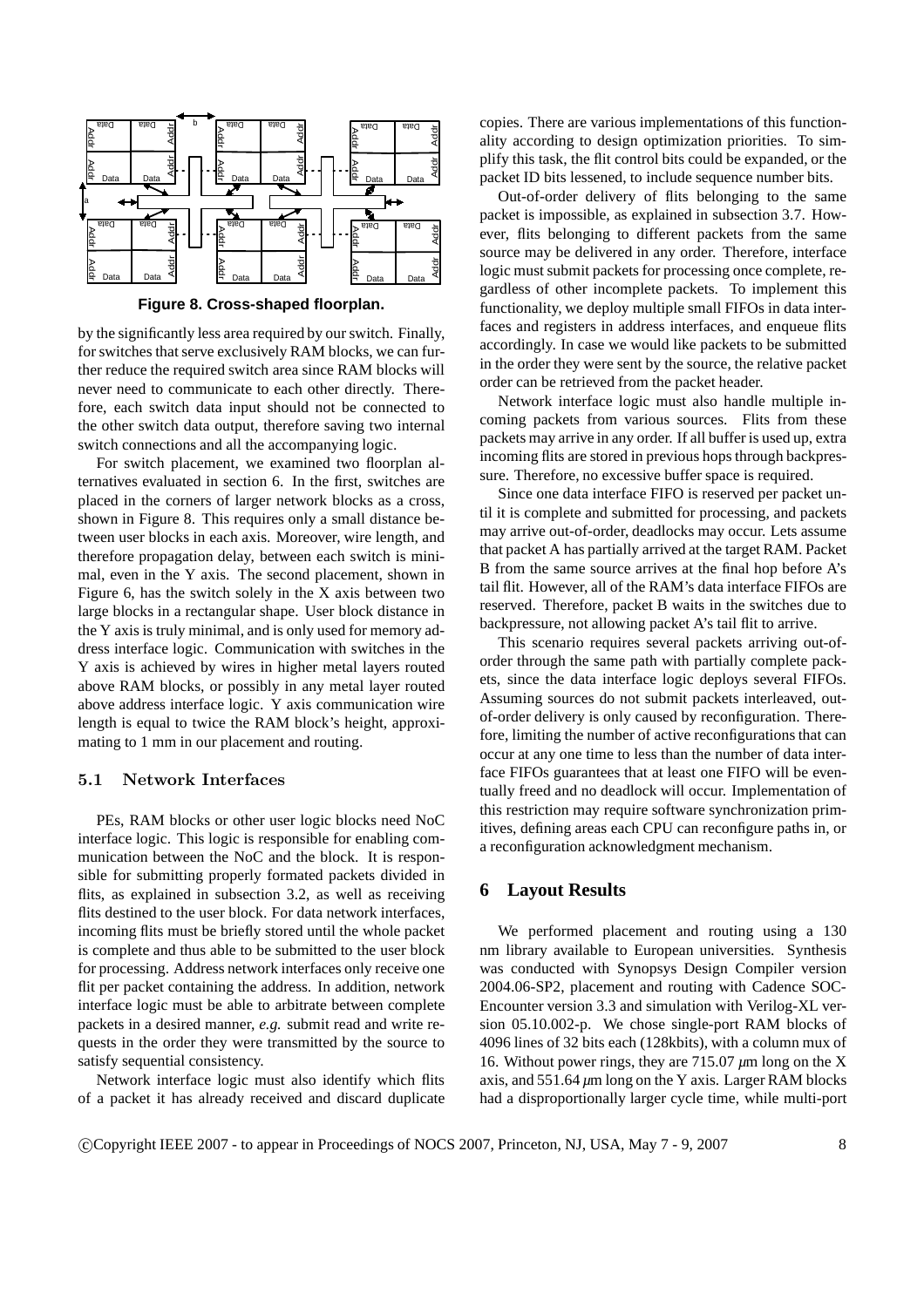**Figure 8. Cross-shaped floorplan.**

by the significantly less area required by our switch. Finally, for switches that serve exclusively RAM blocks, we can further reduce the required switch area since RAM blocks will never need to communicate to each other directly. Therefore, each switch data input should not be connected to the other switch data output, therefore saving two internal switch connections and all the accompanying logic.

For switch placement, we examined two floorplan alternatives evaluated in section 6. In the first, switches are placed in the corners of larger network blocks as a cross, shown in Figure 8. This requires only a small distance between user blocks in each axis. Moreover, wire length, and therefore propagation delay, between each switch is minimal, even in the Y axis. The second placement, shown in Figure 6, has the switch solely in the X axis between two large blocks in a rectangular shape. User block distance in the Y axis is truly minimal, and is only used for memory address interface logic. Communication with switches in the Y axis is achieved by wires in higher metal layers routed above RAM blocks, or possibly in any metal layer routed above address interface logic. Y axis communication wire length is equal to twice the RAM block's height, approximating to 1 mm in our placement and routing.

### 5.1 Network Interfaces

PEs, RAM blocks or other user logic blocks need NoC interface logic. This logic is responsible for enabling communication between the NoC and the block. It is responsible for submitting properly formated packets divided in flits, as explained in subsection 3.2, as well as receiving flits destined to the user block. For data network interfaces, incoming flits must be briefly stored until the whole packet is complete and thus able to be submitted to the user block for processing. Address network interfaces only receive one flit per packet containing the address. In addition, network interface logic must be able to arbitrate between complete packets in a desired manner, *e.g.* submit read and write requests in the order they were transmitted by the source to satisfy sequential consistency.

Network interface logic must also identify which flits of a packet it has already received and discard duplicate copies. There are various implementations of this functionality according to design optimization priorities. To simplify this task, the flit control bits could be expanded, or the packet ID bits lessened, to include sequence number bits.

Out-of-order delivery of flits belonging to the same packet is impossible, as explained in subsection 3.7. However, flits belonging to different packets from the same source may be delivered in any order. Therefore, interface logic must submit packets for processing once complete, regardless of other incomplete packets. To implement this functionality, we deploy multiple small FIFOs in data interfaces and registers in address interfaces, and enqueue flits accordingly. In case we would like packets to be submitted in the order they were sent by the source, the relative packet order can be retrieved from the packet header.

Network interface logic must also handle multiple incoming packets from various sources. Flits from these packets may arrive in any order. If all buffer is used up, extra incoming flits are stored in previous hops through backpressure. Therefore, no excessive buffer space is required.

Since one data interface FIFO is reserved per packet until it is complete and submitted for processing, and packets may arrive out-of-order, deadlocks may occur. Lets assume that packet A has partially arrived at the target RAM. Packet B from the same source arrives at the final hop before A's tail flit. However, all of the RAM's data interface FIFOs are reserved. Therefore, packet B waits in the switches due to backpressure, not allowing packet A's tail flit to arrive.

This scenario requires several packets arriving out-of-order through the same path with partially complete packets, since the data interface logic deploys several FIFOs. Assuming sources do not submit packets interleaved, out-of-order delivery is only caused by reconfiguration. Therefore, limiting the number of active reconfigurations that can occur at any one time to less than the number of data interface FIFOs guarantees that at least one FIFO will be eventually freed and no deadlock will occur. Implementation of this restriction may require software synchronization primitives, defining areas each CPU can reconfigure paths in, or a reconfiguration acknowledgment mechanism.

## 6 Layout Results

We performed placement and routing using a 130 nm library available to European universities. Synthesis was conducted with Synopsys Design Compiler version 2004.06-SP2, placement and routing with Cadence SOC-Encounter version 3.3 and simulation with Verilog-XL version 05.10.002-p. We chose single-port RAM blocks of 4096 lines of 32 bits each (128kbits), with a column mux of 16. Without power rings, they are 715.07 $\mu$m long on the X axis, and 551.64 $\mu$m long on the Y axis. Larger RAM blocks had a disproportionally larger cycle time, while multi-port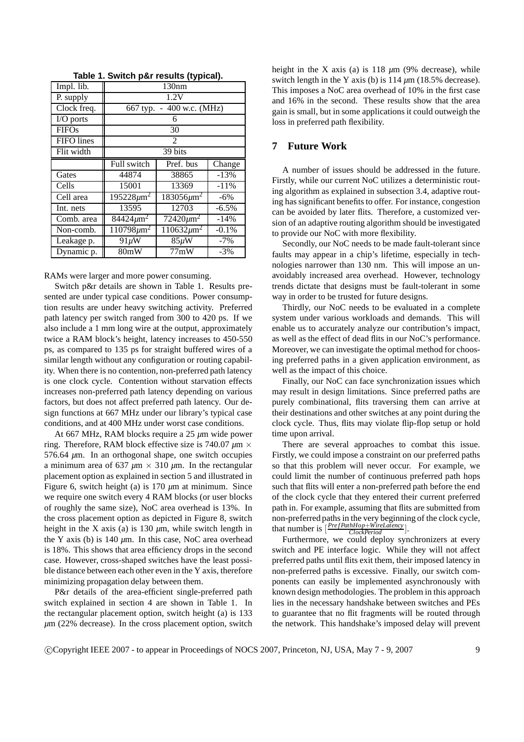**Table 1. Switch p&r results (typical).**

| Impl. lib. | 130nm | | |
|---|---|---|---|
| P. supply | 1.2V | | |
| Clock freq. | 667 typ. - 400 w.c. (MHz) | | |
| I/O ports | 6 | | |
| FIFOs | 30 | | |
| FIFO lines | 2 | | |
| Flit width | 39 bits | | |
| | Full switch | Pref. bus | Change |
| Gates | 44874 | 38865 | -13% |
| Cells | 15001 | 13369 | -11% |
| Cell area | $195228\mu m^2$ | $183056\mu m^2$ | -6% |
| Int. nets | 13595 | 12703 | -6.5% |
| Comb. area | $84424\mu m^2$ | $72420\mu m^2$ | -14% |
| Non-comb. | $110798\mu m^2$ | $110632\mu m^2$ | -0.1% |
| Leakage p. | $91\mu W$ | $85\mu W$ | -7% |
| Dynamic p. | 80mW | 77mW | -3% |

RAMs were larger and more power consuming.

Switch p&r details are shown in Table 1. Results presented are under typical case conditions. Power consumption results are under heavy switching activity. Preferred path latency per switch ranged from 300 to 420 ps. If we also include a 1 mm long wire at the output, approximately twice a RAM block's height, latency increases to 450-550 ps, as compared to 135 ps for straight buffered wires of a similar length without any configuration or routing capability. When there is no contention, non-preferred path latency is one clock cycle. Contention without starvation effects increases non-preferred path latency depending on various factors, but does not affect preferred path latency. Our design functions at 667 MHz under our library's typical case conditions, and at 400 MHz under worst case conditions.

At 667 MHz, RAM blocks require a 25 $\mu$m wide power ring. Therefore, RAM block effective size is 740.07 $\mu$m $\times$ 576.64 $\mu$m. In an orthogonal shape, one switch occupies a minimum area of 637 $\mu$m $\times$ 310 $\mu$m. In the rectangular placement option as explained in section 5 and illustrated in Figure 6, switch height (a) is 170 $\mu$m at minimum. Since we require one switch every 4 RAM blocks (or user blocks of roughly the same size), NoC area overhead is 13%. In the cross placement option as depicted in Figure 8, switch height in the X axis (a) is 130 $\mu$m, while switch length in the Y axis (b) is 140 $\mu$m. In this case, NoC area overhead is 18%. This shows that area efficiency drops in the second case. However, cross-shaped switches have the least possible distance between each other even in the Y axis, therefore minimizing propagation delay between them.

P&r details of the area-efficient single-preferred path switch explained in section 4 are shown in Table 1. In the rectangular placement option, switch height (a) is 133 $\mu$m (22% decrease). In the cross placement option, switch height in the X axis (a) is 118 $\mu$m (9% decrease), while switch length in the Y axis (b) is 114 $\mu$m (18.5% decrease). This imposes a NoC area overhead of 10% in the first case and 16% in the second. These results show that the area gain is small, but in some applications it could outweigh the loss in preferred path flexibility.

## 7 Future Work

A number of issues should be addressed in the future. Firstly, while our current NoC utilizes a deterministic routing algorithm as explained in subsection 3.4, adaptive routing has significant benefits to offer. For instance, congestion can be avoided by later flits. Therefore, a customized version of an adaptive routing algorithm should be investigated to provide our NoC with more flexibility.

Secondly, our NoC needs to be made fault-tolerant since faults may appear in a chip's lifetime, especially in technologies narrower than 130 nm. This will impose an unavoidably increased area overhead. However, technology trends dictate that designs must be fault-tolerant in some way in order to be trusted for future designs.

Thirdly, our NoC needs to be evaluated in a complete system under various workloads and demands. This will enable us to accurately analyze our contribution's impact, as well as the effect of dead flits in our NoC's performance. Moreover, we can investigate the optimal method for choosing preferred paths in a given application environment, as well as the impact of this choice.

Finally, our NoC can face synchronization issues which may result in design limitations. Since preferred paths are purely combinational, flits traversing them can arrive at their destinations and other switches at any point during the clock cycle. Thus, flits may violate flip-flop setup or hold time upon arrival.

There are several approaches to combat this issue. Firstly, we could impose a constraint on our preferred paths so that this problem will never occur. For example, we could limit the number of continuous preferred path hops such that flits will enter a non-preferred path before the end of the clock cycle that they entered their current preferred path in. For example, assuming that flits are submitted from non-preferred paths in the very beginning of the clock cycle, that number is $\lfloor \frac{PrefPathHop+WireLatency}{ClockPeriod} \rfloor$.

Furthermore, we could deploy synchronizers at every switch and PE interface logic. While they will not affect preferred paths until flits exit them, their imposed latency in non-preferred paths is excessive. Finally, our switch components can easily be implemented asynchronously with known design methodologies. The problem in this approach lies in the necessary handshake between switches and PEs to guarantee that no flit fragments will be routed through the network. This handshake's imposed delay will prevent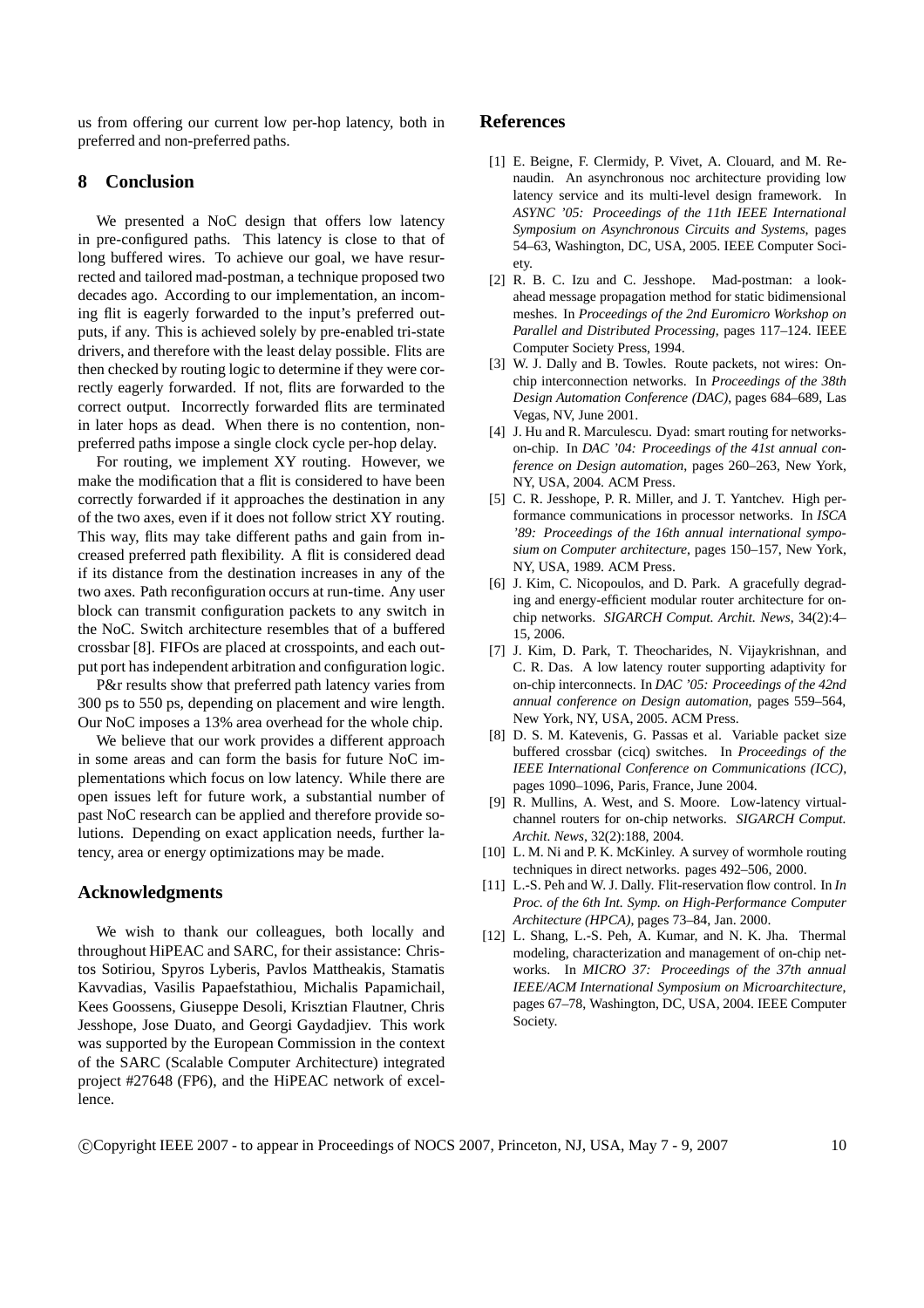us from offering our current low per-hop latency, both in preferred and non-preferred paths.

## 8 Conclusion

We presented a NoC design that offers low latency in pre-configured paths. This latency is close to that of long buffered wires. To achieve our goal, we have resurrected and tailored mad-postman, a technique proposed two decades ago. According to our implementation, an incoming flit is eagerly forwarded to the input's preferred outputs, if any. This is achieved solely by pre-enabled tri-state drivers, and therefore with the least delay possible. Flits are then checked by routing logic to determine if they were correctly eagerly forwarded. If not, flits are forwarded to the correct output. Incorrectly forwarded flits are terminated in later hops as dead. When there is no contention, non-preferred paths impose a single clock cycle per-hop delay.

For routing, we implement XY routing. However, we make the modification that a flit is considered to have been correctly forwarded if it approaches the destination in any of the two axes, even if it does not follow strict XY routing. This way, flits may take different paths and gain from increased preferred path flexibility. A flit is considered dead if its distance from the destination increases in any of the two axes. Path reconfiguration occurs at run-time. Any user block can transmit configuration packets to any switch in the NoC. Switch architecture resembles that of a buffered crossbar [8]. FIFOs are placed at crosspoints, and each output port has independent arbitration and configuration logic.

P&r results show that preferred path latency varies from 300 ps to 550 ps, depending on placement and wire length. Our NoC imposes a 13% area overhead for the whole chip.

We believe that our work provides a different approach in some areas and can form the basis for future NoC implementations which focus on low latency. While there are open issues left for future work, a substantial number of past NoC research can be applied and therefore provide solutions. Depending on exact application needs, further latency, area or energy optimizations may be made.

## Acknowledgments

We wish to thank our colleagues, both locally and throughout HiPEAC and SARC, for their assistance: Christos Sotiriou, Spyros Lyberis, Pavlos Mattheakis, Stamatis Kavvadias, Vasilis Papaefstathiou, Michalis Papamichail, Kees Goossens, Giuseppe Desoli, Krisztian Flautner, Chris Jesshope, Jose Duato, and Georgi Gaydadjiev. This work was supported by the European Commission in the context of the SARC (Scalable Computer Architecture) integrated project #27648 (FP6), and the HiPEAC network of excellence.

## References

[1] E. Beigne, F. Clermidy, P. Vivet, A. Clouard, and M. Renaudin. An asynchronous noc architecture providing low latency service and its multi-level design framework. In *ASYNC '05: Proceedings of the 11th IEEE International Symposium on Asynchronous Circuits and Systems*, pages 54–63, Washington, DC, USA, 2005. IEEE Computer Society.

[2] R. B. C. Izu and C. Jesshope. Mad-postman: a look-ahead message propagation method for static bidimensional meshes. In *Proceedings of the 2nd Euromicro Workshop on Parallel and Distributed Processing*, pages 117–124. IEEE Computer Society Press, 1994.

[3] W. J. Dally and B. Towles. Route packets, not wires: On-chip interconnection networks. In *Proceedings of the 38th Design Automation Conference (DAC)*, pages 684–689, Las Vegas, NV, June 2001.

[4] J. Hu and R. Marculescu. Dyad: smart routing for networks-on-chip. In *DAC '04: Proceedings of the 41st annual conference on Design automation*, pages 260–263, New York, NY, USA, 2004. ACM Press.

[5] C. R. Jesshope, P. R. Miller, and J. T. Yantchev. High performance communications in processor networks. In *ISCA '89: Proceedings of the 16th annual international symposium on Computer architecture*, pages 150–157, New York, NY, USA, 1989. ACM Press.

[6] J. Kim, C. Nicopoulos, and D. Park. A gracefully degrading and energy-efficient modular router architecture for on-chip networks. *SIGARCH Comput. Archit. News*, 34(2):4–15, 2006.

[7] J. Kim, D. Park, T. Theocharides, N. Vijaykrishnan, and C. R. Das. A low latency router supporting adaptivity for on-chip interconnects. In *DAC '05: Proceedings of the 42nd annual conference on Design automation*, pages 559–564, New York, NY, USA, 2005. ACM Press.

[8] D. S. M. Katevenis, G. Passas et al. Variable packet size buffered crossbar (cicq) switches. In *Proceedings of the IEEE International Conference on Communications (ICC)*, pages 1090–1096, Paris, France, June 2004.

[9] R. Mullins, A. West, and S. Moore. Low-latency virtual-channel routers for on-chip networks. *SIGARCH Comput. Archit. News*, 32(2):188, 2004.

[10] L. M. Ni and P. K. McKinley. A survey of wormhole routing techniques in direct networks. pages 492–506, 2000.

[11] L.-S. Peh and W. J. Dally. Flit-reservation flow control. In *In Proc. of the 6th Int. Symp. on High-Performance Computer Architecture (HPCA)*, pages 73–84, Jan. 2000.

[12] L. Shang, L.-S. Peh, A. Kumar, and N. K. Jha. Thermal modeling, characterization and management of on-chip networks. In *MICRO 37: Proceedings of the 37th annual IEEE/ACM International Symposium on Microarchitecture*, pages 67–78, Washington, DC, USA, 2004. IEEE Computer Society.